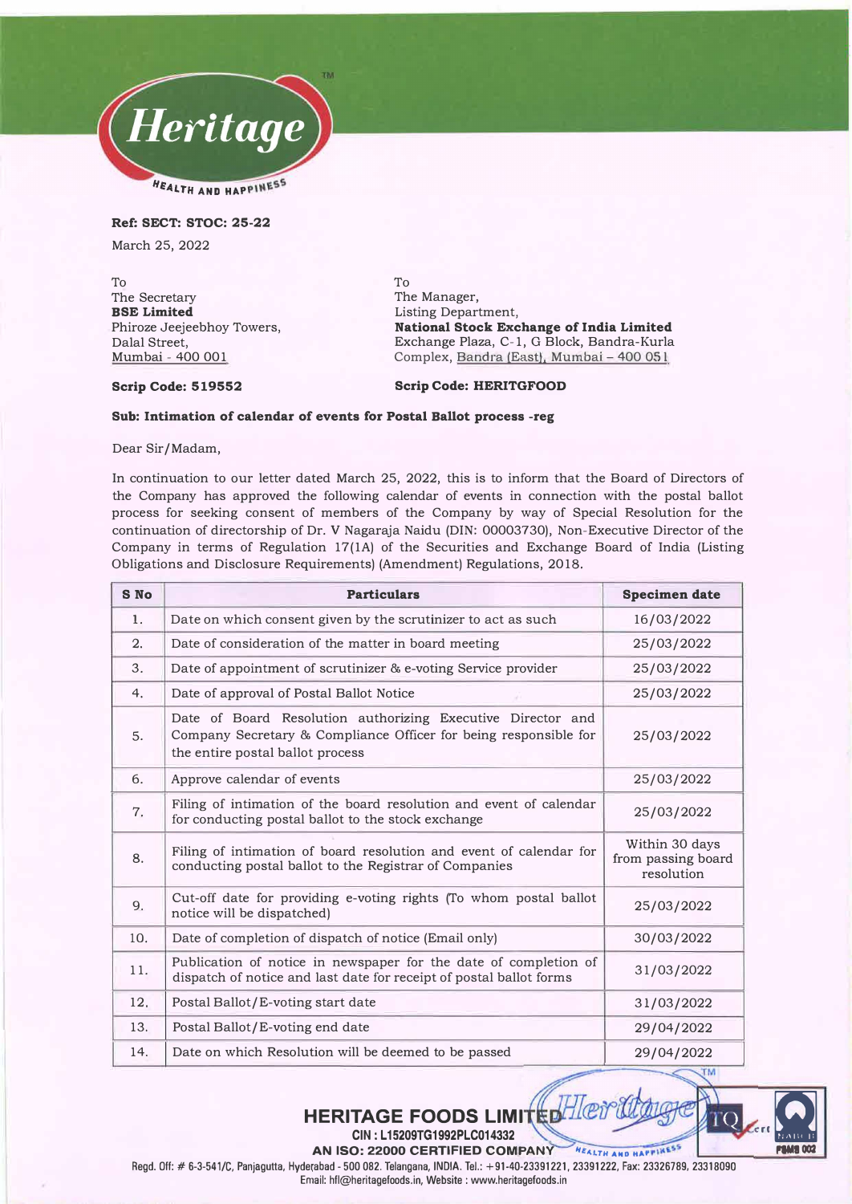**Ref: SECT: STOC: 25-22**

March 25, 2022

To
The Secretary
**BSE Limited**
Phiroze Jeejeebhoy Towers,
Dalal Street,
Mumbai - 400 001

**Scrip Code: 519552**

To
The Manager,
Listing Department,
**National Stock Exchange of India Limited**
Exchange Plaza, C-1, G Block, Bandra-Kurla
Complex, Bandra (East), Mumbai – 400 051

**Scrip Code: HERITGFOOD**

**Sub: Intimation of calendar of events for Postal Ballot process -reg**

Dear Sir/Madam,

In continuation to our letter dated March 25, 2022, this is to inform that the Board of Directors of the Company has approved the following calendar of events in connection with the postal ballot process for seeking consent of members of the Company by way of Special Resolution for the continuation of directorship of Dr. V Nagaraja Naidu (DIN: 00003730), Non-Executive Director of the Company in terms of Regulation 17(1A) of the Securities and Exchange Board of India (Listing Obligations and Disclosure Requirements) (Amendment) Regulations, 2018.

| S No | Particulars | Specimen date |
|---|---|---|
| 1. | Date on which consent given by the scrutinizer to act as such | 16/03/2022 |
| 2. | Date of consideration of the matter in board meeting | 25/03/2022 |
| 3. | Date of appointment of scrutinizer & e-voting Service provider | 25/03/2022 |
| 4. | Date of approval of Postal Ballot Notice | 25/03/2022 |
| 5. | Date of Board Resolution authorizing Executive Director and Company Secretary & Compliance Officer for being responsible for the entire postal ballot process | 25/03/2022 |
| 6. | Approve calendar of events | 25/03/2022 |
| 7. | Filing of intimation of the board resolution and event of calendar for conducting postal ballot to the stock exchange | 25/03/2022 |
| 8. | Filing of intimation of board resolution and event of calendar for conducting postal ballot to the Registrar of Companies | Within 30 days from passing board resolution |
| 9. | Cut-off date for providing e-voting rights (To whom postal ballot notice will be dispatched) | 25/03/2022 |
| 10. | Date of completion of dispatch of notice (Email only) | 30/03/2022 |
| 11. | Publication of notice in newspaper for the date of completion of dispatch of notice and last date for receipt of postal ballot forms | 31/03/2022 |
| 12. | Postal Ballot/E-voting start date | 31/03/2022 |
| 13. | Postal Ballot/E-voting end date | 29/04/2022 |
| 14. | Date on which Resolution will be deemed to be passed | 29/04/2022 |

**HERITAGE FOODS LIMITED**
CIN : L15209TG1992PLC014332
AN ISO: 22000 CERTIFIED COMPANY
Regd. Off: # 6-3-541/C, Panjagutta, Hyderabad - 500 082. Telangana, INDIA. Tel.: +91-40-23391221, 23391222, Fax: 23326789, 23318090
Email: hfl@heritagefoods.in, Website : www.heritagefoods.in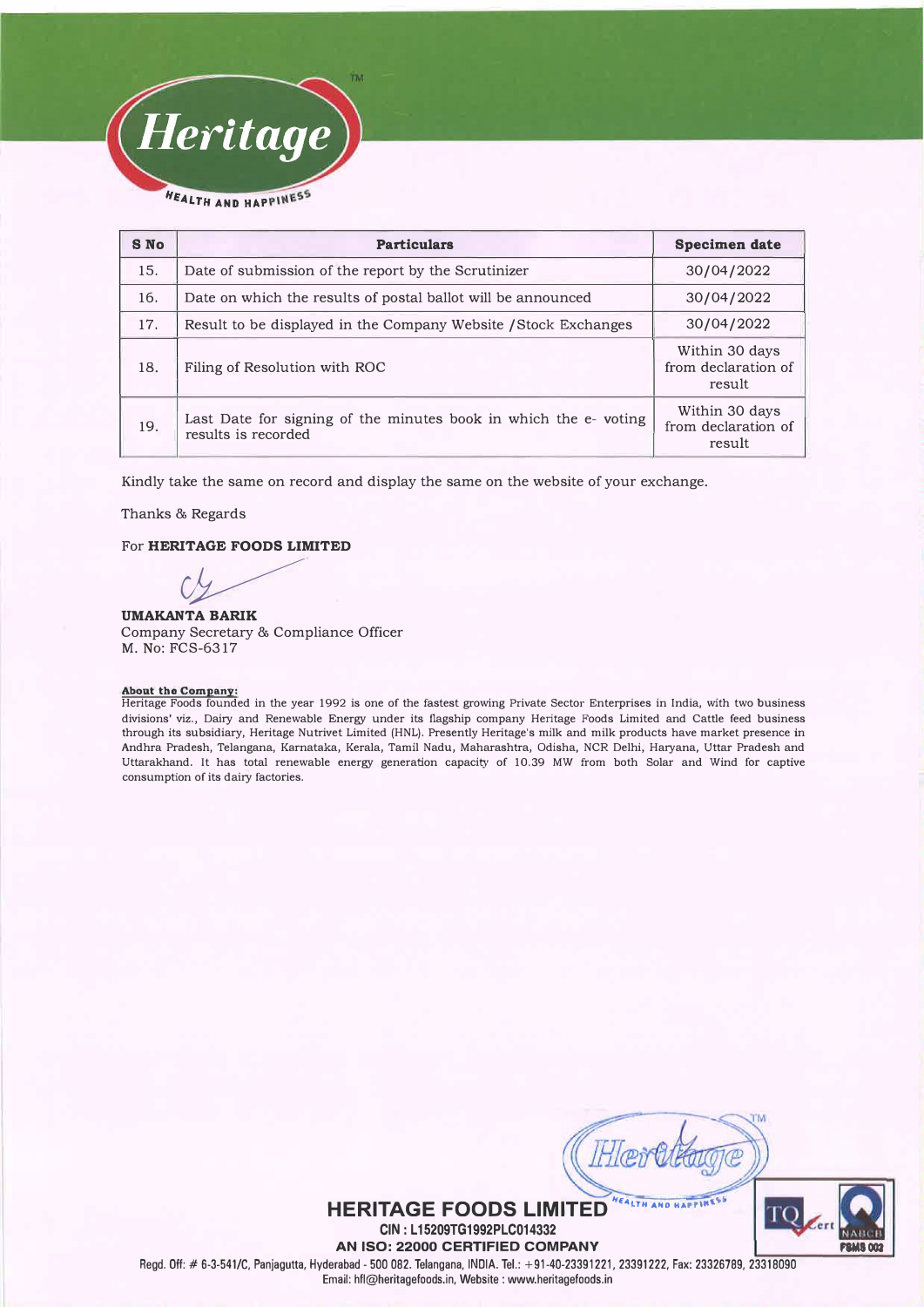| S No | Particulars | Specimen date |
|---|---|---|
| 15. | Date of submission of the report by the Scrutinizer | 30/04/2022 |
| 16. | Date on which the results of postal ballot will be announced | 30/04/2022 |
| 17. | Result to be displayed in the Company Website / Stock Exchanges | 30/04/2022 |
| 18. | Filing of Resolution with ROC | Within 30 days from declaration of result |
| 19. | Last Date for signing of the minutes book in which the e- voting results is recorded | Within 30 days from declaration of result |

Kindly take the same on record and display the same on the website of your exchange.

Thanks & Regards

For **HERITAGE FOODS LIMITED**

**UMAKANTA BARIK**
Company Secretary & Compliance Officer
M. No: FCS-6317

**About the Company:**
Heritage Foods founded in the year 1992 is one of the fastest growing Private Sector Enterprises in India, with two business divisions' viz., Dairy and Renewable Energy under its flagship company Heritage Foods Limited and Cattle feed business through its subsidiary, Heritage Nutrivet Limited (HNL). Presently Heritage's milk and milk products have market presence in Andhra Pradesh, Telangana, Karnataka, Kerala, Tamil Nadu, Maharashtra, Odisha, NCR Delhi, Haryana, Uttar Pradesh and Uttarakhand. It has total renewable energy generation capacity of 10.39 MW from both Solar and Wind for captive consumption of its dairy factories.

**HERITAGE FOODS LIMITED**
CIN : L15209TG1992PLC014332
AN ISO: 22000 CERTIFIED COMPANY
Regd. Off: # 6-3-541/C, Panjagutta, Hyderabad - 500 082. Telangana, INDIA. Tel.: +91-40-23391221, 23391222, Fax: 23326789, 23318090
Email: hfl@heritagefoods.in, Website : www.heritagefoods.in